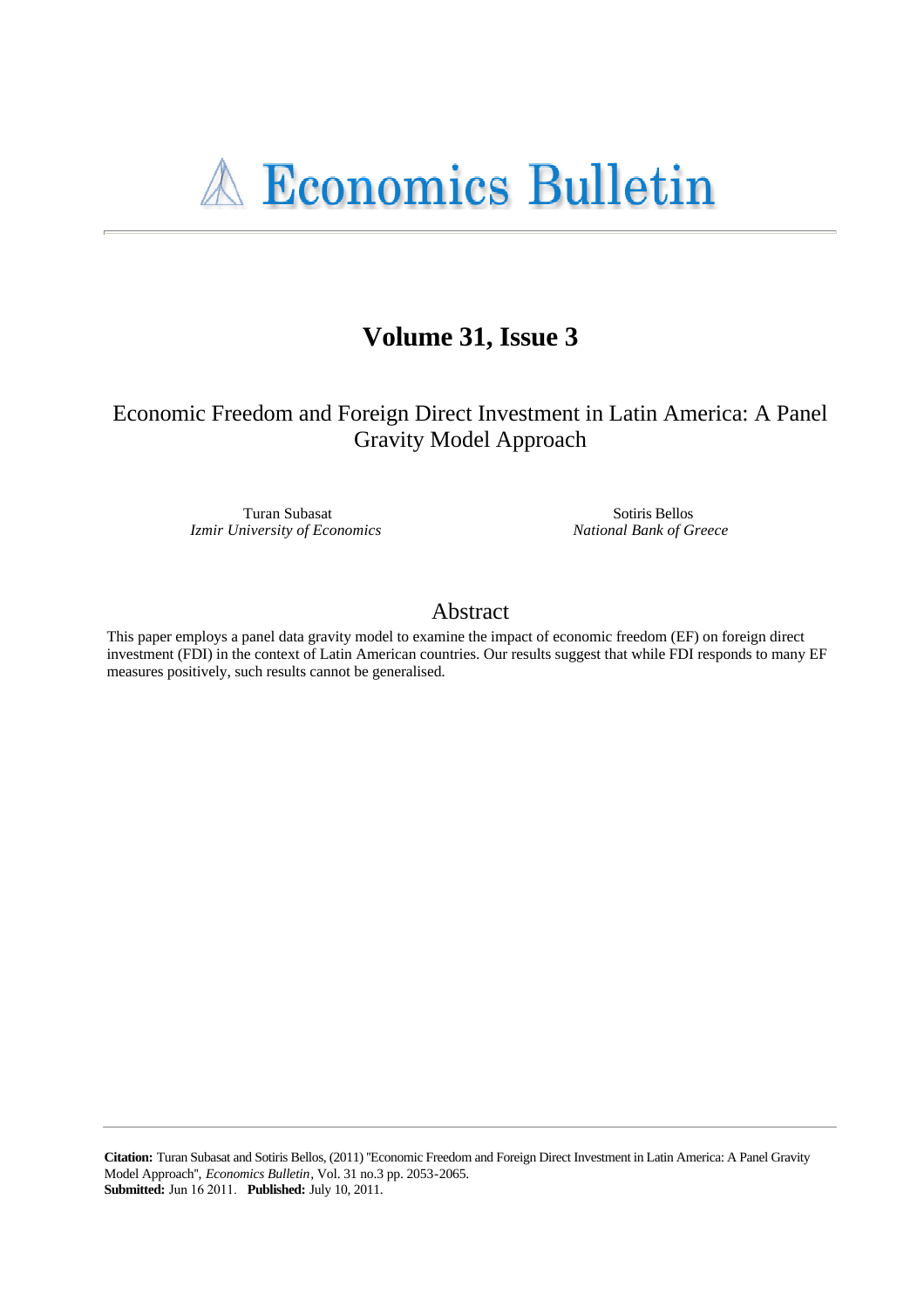# Economics Bulletin

## Volume 31, Issue 3

# Economic Freedom and Foreign Direct Investment in Latin America: A Panel Gravity Model Approach

Turan Subasat
*Izmir University of Economics*

Sotiris Bellos
*National Bank of Greece*

## Abstract

This paper employs a panel data gravity model to examine the impact of economic freedom (EF) on foreign direct investment (FDI) in the context of Latin American countries. Our results suggest that while FDI responds to many EF measures positively, such results cannot be generalised.

**Citation:** Turan Subasat and Sotiris Bellos, (2011) ''Economic Freedom and Foreign Direct Investment in Latin America: A Panel Gravity Model Approach'', *Economics Bulletin*, Vol. 31 no.3 pp. 2053-2065.
**Submitted:** Jun 16 2011. **Published:** July 10, 2011.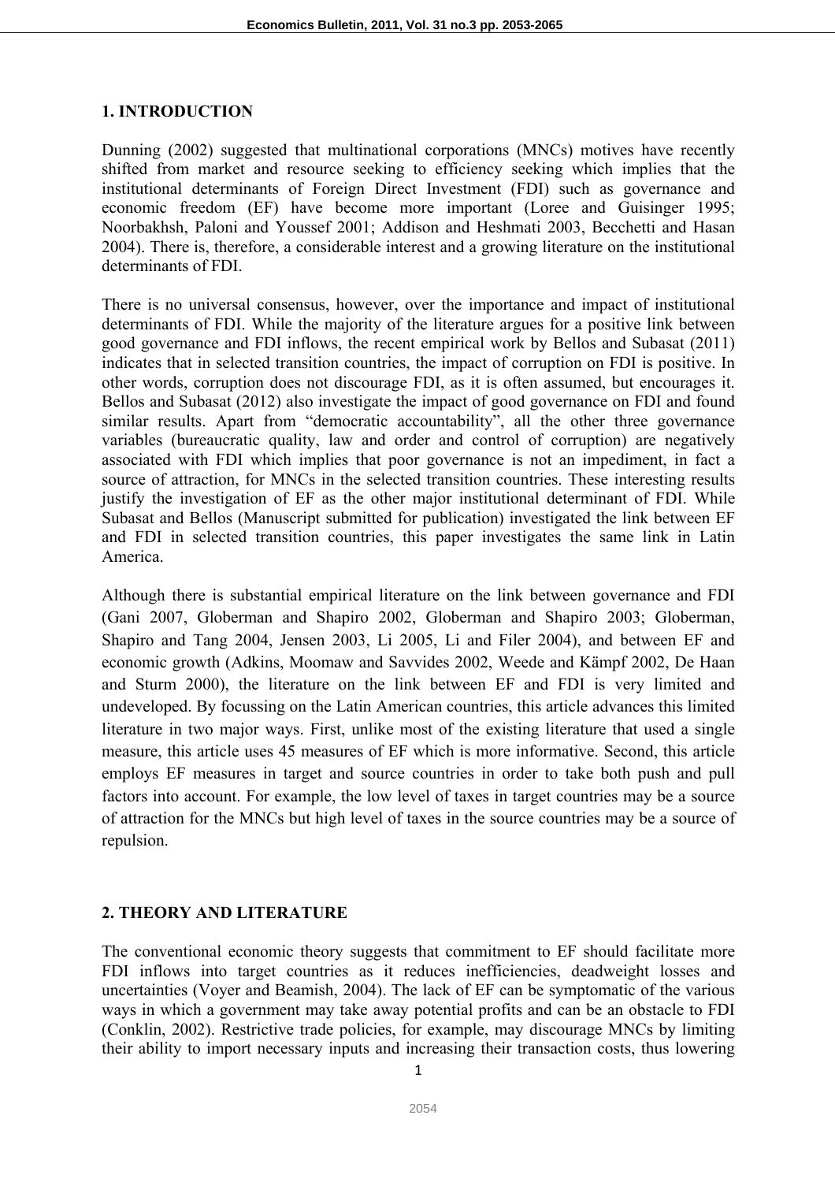## 1. INTRODUCTION

Dunning (2002) suggested that multinational corporations (MNCs) motives have recently shifted from market and resource seeking to efficiency seeking which implies that the institutional determinants of Foreign Direct Investment (FDI) such as governance and economic freedom (EF) have become more important (Loree and Guisinger 1995; Noorbakhsh, Paloni and Youssef 2001; Addison and Heshmati 2003, Becchetti and Hasan 2004). There is, therefore, a considerable interest and a growing literature on the institutional determinants of FDI.

There is no universal consensus, however, over the importance and impact of institutional determinants of FDI. While the majority of the literature argues for a positive link between good governance and FDI inflows, the recent empirical work by Bellos and Subasat (2011) indicates that in selected transition countries, the impact of corruption on FDI is positive. In other words, corruption does not discourage FDI, as it is often assumed, but encourages it. Bellos and Subasat (2012) also investigate the impact of good governance on FDI and found similar results. Apart from "democratic accountability", all the other three governance variables (bureaucratic quality, law and order and control of corruption) are negatively associated with FDI which implies that poor governance is not an impediment, in fact a source of attraction, for MNCs in the selected transition countries. These interesting results justify the investigation of EF as the other major institutional determinant of FDI. While Subasat and Bellos (Manuscript submitted for publication) investigated the link between EF and FDI in selected transition countries, this paper investigates the same link in Latin America.

Although there is substantial empirical literature on the link between governance and FDI (Gani 2007, Globerman and Shapiro 2002, Globerman and Shapiro 2003; Globerman, Shapiro and Tang 2004, Jensen 2003, Li 2005, Li and Filer 2004), and between EF and economic growth (Adkins, Moomaw and Savvides 2002, Weede and Kämpf 2002, De Haan and Sturm 2000), the literature on the link between EF and FDI is very limited and undeveloped. By focussing on the Latin American countries, this article advances this limited literature in two major ways. First, unlike most of the existing literature that used a single measure, this article uses 45 measures of EF which is more informative. Second, this article employs EF measures in target and source countries in order to take both push and pull factors into account. For example, the low level of taxes in target countries may be a source of attraction for the MNCs but high level of taxes in the source countries may be a source of repulsion.

## 2. THEORY AND LITERATURE

The conventional economic theory suggests that commitment to EF should facilitate more FDI inflows into target countries as it reduces inefficiencies, deadweight losses and uncertainties (Voyer and Beamish, 2004). The lack of EF can be symptomatic of the various ways in which a government may take away potential profits and can be an obstacle to FDI (Conklin, 2002). Restrictive trade policies, for example, may discourage MNCs by limiting their ability to import necessary inputs and increasing their transaction costs, thus lowering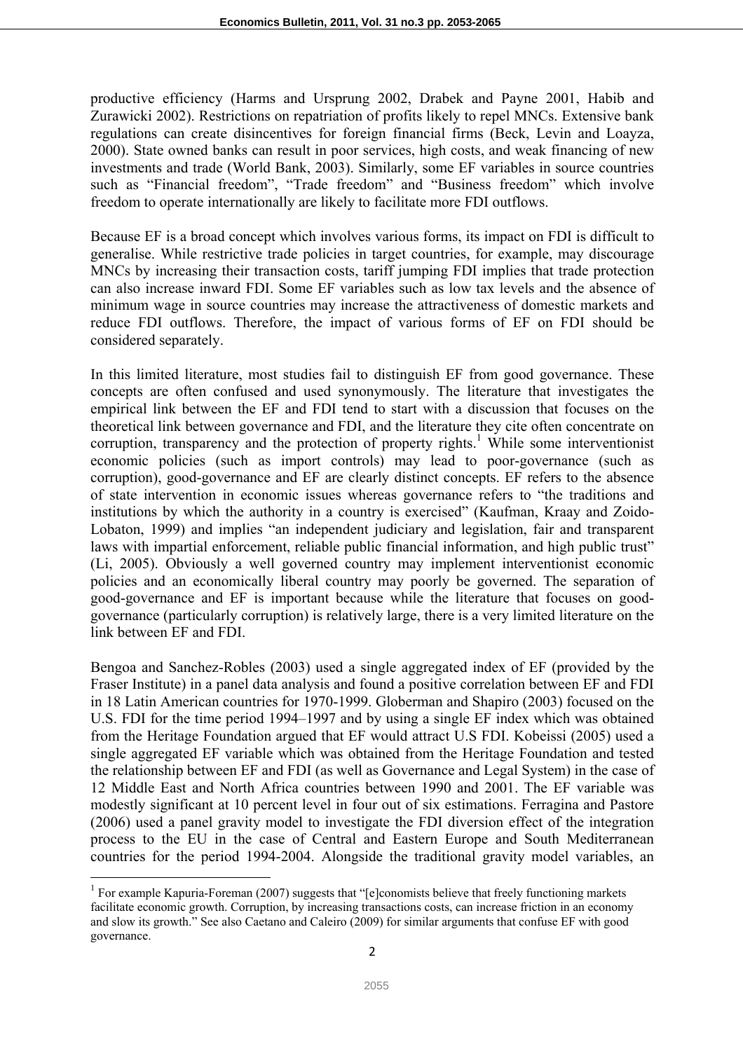productive efficiency (Harms and Ursprung 2002, Drabek and Payne 2001, Habib and Zurawicki 2002). Restrictions on repatriation of profits likely to repel MNCs. Extensive bank regulations can create disincentives for foreign financial firms (Beck, Levin and Loayza, 2000). State owned banks can result in poor services, high costs, and weak financing of new investments and trade (World Bank, 2003). Similarly, some EF variables in source countries such as "Financial freedom", "Trade freedom" and "Business freedom" which involve freedom to operate internationally are likely to facilitate more FDI outflows.

Because EF is a broad concept which involves various forms, its impact on FDI is difficult to generalise. While restrictive trade policies in target countries, for example, may discourage MNCs by increasing their transaction costs, tariff jumping FDI implies that trade protection can also increase inward FDI. Some EF variables such as low tax levels and the absence of minimum wage in source countries may increase the attractiveness of domestic markets and reduce FDI outflows. Therefore, the impact of various forms of EF on FDI should be considered separately.

In this limited literature, most studies fail to distinguish EF from good governance. These concepts are often confused and used synonymously. The literature that investigates the empirical link between the EF and FDI tend to start with a discussion that focuses on the theoretical link between governance and FDI, and the literature they cite often concentrate on corruption, transparency and the protection of property rights.[1] While some interventionist economic policies (such as import controls) may lead to poor-governance (such as corruption), good-governance and EF are clearly distinct concepts. EF refers to the absence of state intervention in economic issues whereas governance refers to "the traditions and institutions by which the authority in a country is exercised" (Kaufman, Kraay and Zoido-Lobaton, 1999) and implies "an independent judiciary and legislation, fair and transparent laws with impartial enforcement, reliable public financial information, and high public trust" (Li, 2005). Obviously a well governed country may implement interventionist economic policies and an economically liberal country may poorly be governed. The separation of good-governance and EF is important because while the literature that focuses on good-governance (particularly corruption) is relatively large, there is a very limited literature on the link between EF and FDI.

Bengoa and Sanchez-Robles (2003) used a single aggregated index of EF (provided by the Fraser Institute) in a panel data analysis and found a positive correlation between EF and FDI in 18 Latin American countries for 1970-1999. Globerman and Shapiro (2003) focused on the U.S. FDI for the time period 1994–1997 and by using a single EF index which was obtained from the Heritage Foundation argued that EF would attract U.S FDI. Kobeissi (2005) used a single aggregated EF variable which was obtained from the Heritage Foundation and tested the relationship between EF and FDI (as well as Governance and Legal System) in the case of 12 Middle East and North Africa countries between 1990 and 2001. The EF variable was modestly significant at 10 percent level in four out of six estimations. Ferragina and Pastore (2006) used a panel gravity model to investigate the FDI diversion effect of the integration process to the EU in the case of Central and Eastern Europe and South Mediterranean countries for the period 1994-2004. Alongside the traditional gravity model variables, an

[1] For example Kapuria-Foreman (2007) suggests that "[e]conomists believe that freely functioning markets facilitate economic growth. Corruption, by increasing transactions costs, can increase friction in an economy and slow its growth." See also Caetano and Caleiro (2009) for similar arguments that confuse EF with good governance.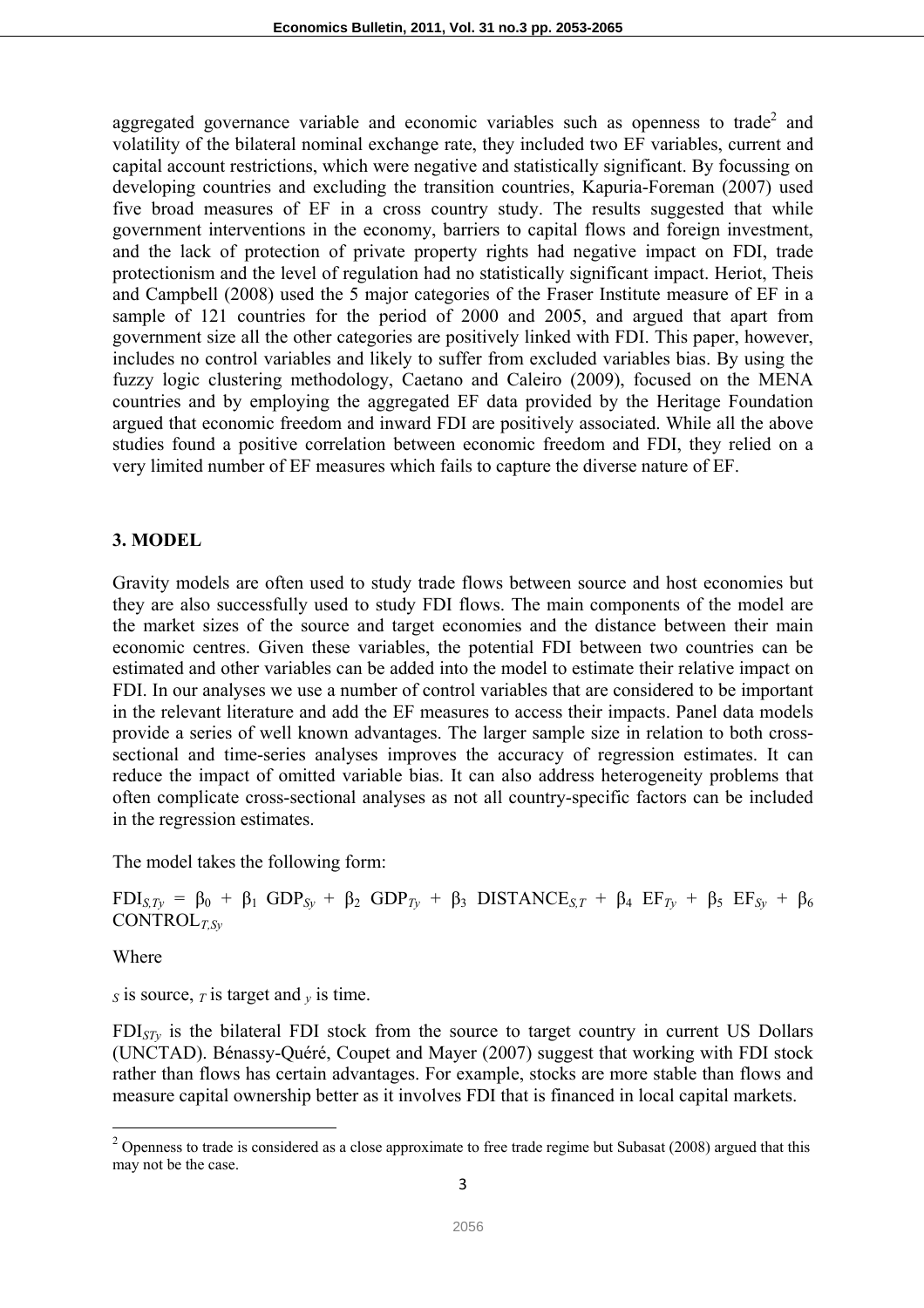aggregated governance variable and economic variables such as openness to trade[2] and volatility of the bilateral nominal exchange rate, they included two EF variables, current and capital account restrictions, which were negative and statistically significant. By focussing on developing countries and excluding the transition countries, Kapuria-Foreman (2007) used five broad measures of EF in a cross country study. The results suggested that while government interventions in the economy, barriers to capital flows and foreign investment, and the lack of protection of private property rights had negative impact on FDI, trade protectionism and the level of regulation had no statistically significant impact. Heriot, Theis and Campbell (2008) used the 5 major categories of the Fraser Institute measure of EF in a sample of 121 countries for the period of 2000 and 2005, and argued that apart from government size all the other categories are positively linked with FDI. This paper, however, includes no control variables and likely to suffer from excluded variables bias. By using the fuzzy logic clustering methodology, Caetano and Caleiro (2009), focused on the MENA countries and by employing the aggregated EF data provided by the Heritage Foundation argued that economic freedom and inward FDI are positively associated. While all the above studies found a positive correlation between economic freedom and FDI, they relied on a very limited number of EF measures which fails to capture the diverse nature of EF.

## 3. MODEL

Gravity models are often used to study trade flows between source and host economies but they are also successfully used to study FDI flows. The main components of the model are the market sizes of the source and target economies and the distance between their main economic centres. Given these variables, the potential FDI between two countries can be estimated and other variables can be added into the model to estimate their relative impact on FDI. In our analyses we use a number of control variables that are considered to be important in the relevant literature and add the EF measures to access their impacts. Panel data models provide a series of well known advantages. The larger sample size in relation to both cross-sectional and time-series analyses improves the accuracy of regression estimates. It can reduce the impact of omitted variable bias. It can also address heterogeneity problems that often complicate cross-sectional analyses as not all country-specific factors can be included in the regression estimates.

The model takes the following form:

$$\text{FDI}_{S,Ty} = \beta_0 + \beta_1\ \text{GDP}_{Sy} + \beta_2\ \text{GDP}_{Ty} + \beta_3\ \text{DISTANCE}_{S,T} + \beta_4\ \text{EF}_{Ty} + \beta_5\ \text{EF}_{Sy} + \beta_6\ \text{CONTROL}_{T,Sy}$$

Where

$_S$ is source, $_T$ is target and $_y$ is time.

$\text{FDI}_{STy}$ is the bilateral FDI stock from the source to target country in current US Dollars (UNCTAD). Bénassy-Quéré, Coupet and Mayer (2007) suggest that working with FDI stock rather than flows has certain advantages. For example, stocks are more stable than flows and measure capital ownership better as it involves FDI that is financed in local capital markets.

[2] Openness to trade is considered as a close approximate to free trade regime but Subasat (2008) argued that this may not be the case.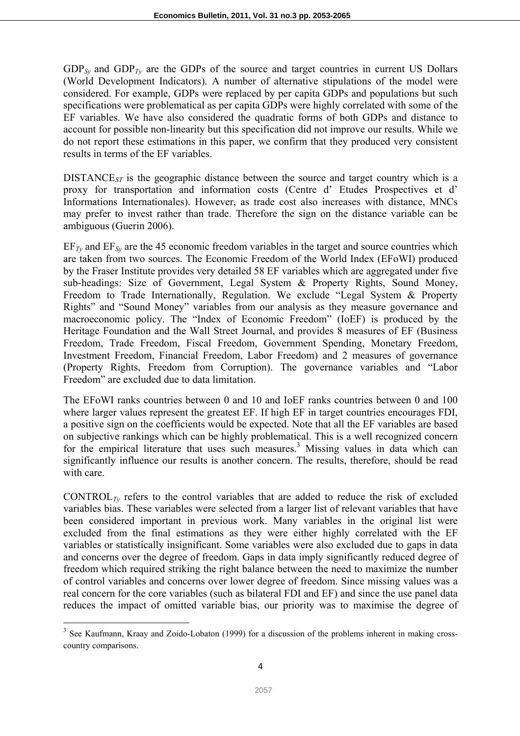$GDP_{Sy}$ and $GDP_{Ty}$ are the GDPs of the source and target countries in current US Dollars (World Development Indicators). A number of alternative stipulations of the model were considered. For example, GDPs were replaced by per capita GDPs and populations but such specifications were problematical as per capita GDPs were highly correlated with some of the EF variables. We have also considered the quadratic forms of both GDPs and distance to account for possible non-linearity but this specification did not improve our results. While we do not report these estimations in this paper, we confirm that they produced very consistent results in terms of the EF variables.

$DISTANCE_{ST}$ is the geographic distance between the source and target country which is a proxy for transportation and information costs (Centre d' Etudes Prospectives et d' Informations Internationales). However, as trade cost also increases with distance, MNCs may prefer to invest rather than trade. Therefore the sign on the distance variable can be ambiguous (Guerin 2006).

$EF_{Ty}$ and $EF_{Sy}$ are the 45 economic freedom variables in the target and source countries which are taken from two sources. The Economic Freedom of the World Index (EFoWI) produced by the Fraser Institute provides very detailed 58 EF variables which are aggregated under five sub-headings: Size of Government, Legal System & Property Rights, Sound Money, Freedom to Trade Internationally, Regulation. We exclude "Legal System & Property Rights" and "Sound Money" variables from our analysis as they measure governance and macroeconomic policy. The "Index of Economic Freedom" (IoEF) is produced by the Heritage Foundation and the Wall Street Journal, and provides 8 measures of EF (Business Freedom, Trade Freedom, Fiscal Freedom, Government Spending, Monetary Freedom, Investment Freedom, Financial Freedom, Labor Freedom) and 2 measures of governance (Property Rights, Freedom from Corruption). The governance variables and "Labor Freedom" are excluded due to data limitation.

The EFoWI ranks countries between 0 and 10 and IoEF ranks countries between 0 and 100 where larger values represent the greatest EF. If high EF in target countries encourages FDI, a positive sign on the coefficients would be expected. Note that all the EF variables are based on subjective rankings which can be highly problematical. This is a well recognized concern for the empirical literature that uses such measures.[3] Missing values in data which can significantly influence our results is another concern. The results, therefore, should be read with care.

$CONTROL_{Ty}$ refers to the control variables that are added to reduce the risk of excluded variables bias. These variables were selected from a larger list of relevant variables that have been considered important in previous work. Many variables in the original list were excluded from the final estimations as they were either highly correlated with the EF variables or statistically insignificant. Some variables were also excluded due to gaps in data and concerns over the degree of freedom. Gaps in data imply significantly reduced degree of freedom which required striking the right balance between the need to maximize the number of control variables and concerns over lower degree of freedom. Since missing values was a real concern for the core variables (such as bilateral FDI and EF) and since the use panel data reduces the impact of omitted variable bias, our priority was to maximise the degree of

---

[3] See Kaufmann, Kraay and Zoido-Lobaton (1999) for a discussion of the problems inherent in making cross-country comparisons.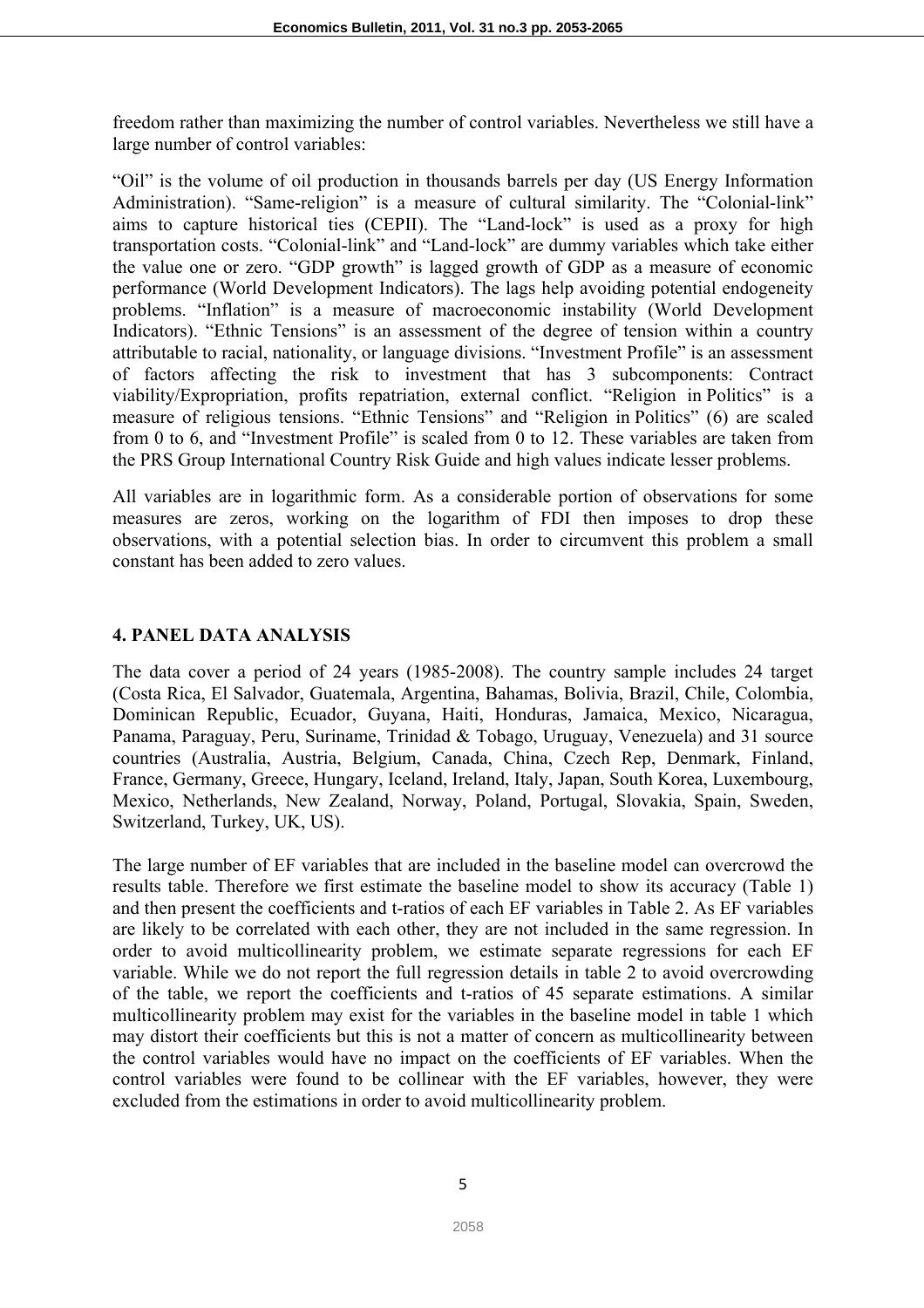freedom rather than maximizing the number of control variables. Nevertheless we still have a large number of control variables:

"Oil" is the volume of oil production in thousands barrels per day (US Energy Information Administration). "Same-religion" is a measure of cultural similarity. The "Colonial-link" aims to capture historical ties (CEPII). The "Land-lock" is used as a proxy for high transportation costs. "Colonial-link" and "Land-lock" are dummy variables which take either the value one or zero. "GDP growth" is lagged growth of GDP as a measure of economic performance (World Development Indicators). The lags help avoiding potential endogeneity problems. "Inflation" is a measure of macroeconomic instability (World Development Indicators). "Ethnic Tensions" is an assessment of the degree of tension within a country attributable to racial, nationality, or language divisions. "Investment Profile" is an assessment of factors affecting the risk to investment that has 3 subcomponents: Contract viability/Expropriation, profits repatriation, external conflict. "Religion in Politics" is a measure of religious tensions. "Ethnic Tensions" and "Religion in Politics" (6) are scaled from 0 to 6, and "Investment Profile" is scaled from 0 to 12. These variables are taken from the PRS Group International Country Risk Guide and high values indicate lesser problems.

All variables are in logarithmic form. As a considerable portion of observations for some measures are zeros, working on the logarithm of FDI then imposes to drop these observations, with a potential selection bias. In order to circumvent this problem a small constant has been added to zero values.

## 4. PANEL DATA ANALYSIS

The data cover a period of 24 years (1985-2008). The country sample includes 24 target (Costa Rica, El Salvador, Guatemala, Argentina, Bahamas, Bolivia, Brazil, Chile, Colombia, Dominican Republic, Ecuador, Guyana, Haiti, Honduras, Jamaica, Mexico, Nicaragua, Panama, Paraguay, Peru, Suriname, Trinidad & Tobago, Uruguay, Venezuela) and 31 source countries (Australia, Austria, Belgium, Canada, China, Czech Rep, Denmark, Finland, France, Germany, Greece, Hungary, Iceland, Ireland, Italy, Japan, South Korea, Luxembourg, Mexico, Netherlands, New Zealand, Norway, Poland, Portugal, Slovakia, Spain, Sweden, Switzerland, Turkey, UK, US).

The large number of EF variables that are included in the baseline model can overcrowd the results table. Therefore we first estimate the baseline model to show its accuracy (Table 1) and then present the coefficients and t-ratios of each EF variables in Table 2. As EF variables are likely to be correlated with each other, they are not included in the same regression. In order to avoid multicollinearity problem, we estimate separate regressions for each EF variable. While we do not report the full regression details in table 2 to avoid overcrowding of the table, we report the coefficients and t-ratios of 45 separate estimations. A similar multicollinearity problem may exist for the variables in the baseline model in table 1 which may distort their coefficients but this is not a matter of concern as multicollinearity between the control variables would have no impact on the coefficients of EF variables. When the control variables were found to be collinear with the EF variables, however, they were excluded from the estimations in order to avoid multicollinearity problem.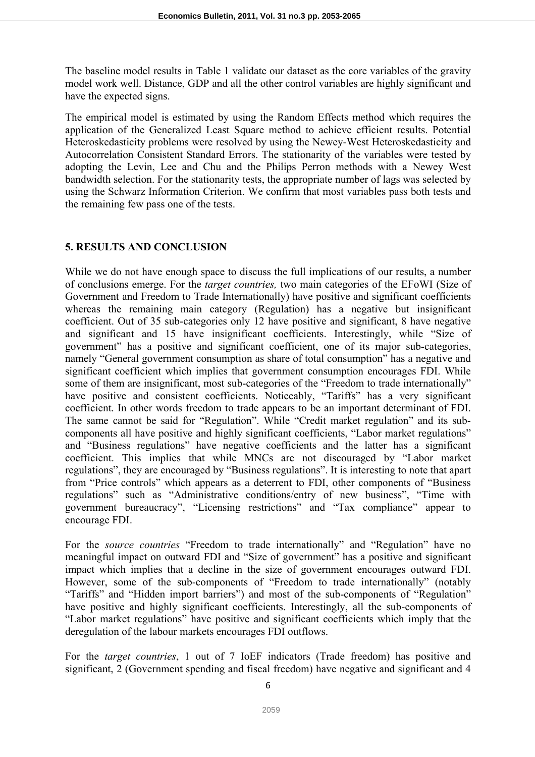The baseline model results in Table 1 validate our dataset as the core variables of the gravity model work well. Distance, GDP and all the other control variables are highly significant and have the expected signs.

The empirical model is estimated by using the Random Effects method which requires the application of the Generalized Least Square method to achieve efficient results. Potential Heteroskedasticity problems were resolved by using the Newey-West Heteroskedasticity and Autocorrelation Consistent Standard Errors. The stationarity of the variables were tested by adopting the Levin, Lee and Chu and the Philips Perron methods with a Newey West bandwidth selection. For the stationarity tests, the appropriate number of lags was selected by using the Schwarz Information Criterion. We confirm that most variables pass both tests and the remaining few pass one of the tests.

## 5. RESULTS AND CONCLUSION

While we do not have enough space to discuss the full implications of our results, a number of conclusions emerge. For the *target countries,* two main categories of the EFoWI (Size of Government and Freedom to Trade Internationally) have positive and significant coefficients whereas the remaining main category (Regulation) has a negative but insignificant coefficient. Out of 35 sub-categories only 12 have positive and significant, 8 have negative and significant and 15 have insignificant coefficients. Interestingly, while "Size of government" has a positive and significant coefficient, one of its major sub-categories, namely "General government consumption as share of total consumption" has a negative and significant coefficient which implies that government consumption encourages FDI. While some of them are insignificant, most sub-categories of the "Freedom to trade internationally" have positive and consistent coefficients. Noticeably, "Tariffs" has a very significant coefficient. In other words freedom to trade appears to be an important determinant of FDI. The same cannot be said for "Regulation". While "Credit market regulation" and its sub-components all have positive and highly significant coefficients, "Labor market regulations" and "Business regulations" have negative coefficients and the latter has a significant coefficient. This implies that while MNCs are not discouraged by "Labor market regulations", they are encouraged by "Business regulations". It is interesting to note that apart from "Price controls" which appears as a deterrent to FDI, other components of "Business regulations" such as "Administrative conditions/entry of new business", "Time with government bureaucracy", "Licensing restrictions" and "Tax compliance" appear to encourage FDI.

For the *source countries* "Freedom to trade internationally" and "Regulation" have no meaningful impact on outward FDI and "Size of government" has a positive and significant impact which implies that a decline in the size of government encourages outward FDI. However, some of the sub-components of "Freedom to trade internationally" (notably "Tariffs" and "Hidden import barriers") and most of the sub-components of "Regulation" have positive and highly significant coefficients. Interestingly, all the sub-components of "Labor market regulations" have positive and significant coefficients which imply that the deregulation of the labour markets encourages FDI outflows.

For the *target countries*, 1 out of 7 IoEF indicators (Trade freedom) has positive and significant, 2 (Government spending and fiscal freedom) have negative and significant and 4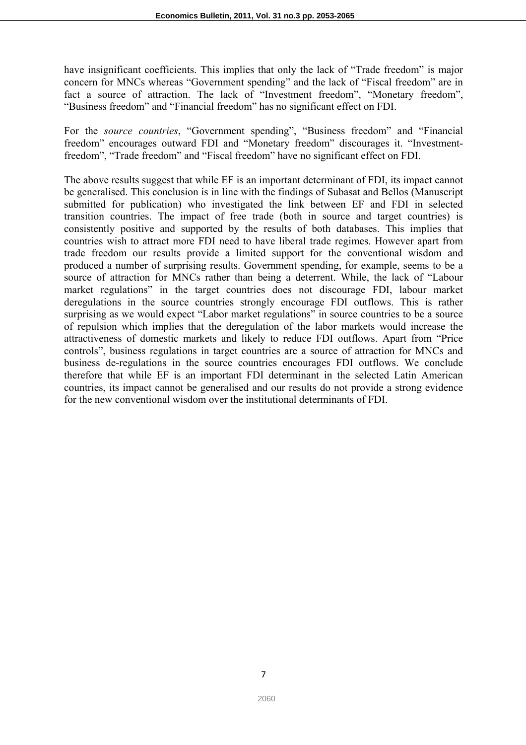have insignificant coefficients. This implies that only the lack of "Trade freedom" is major concern for MNCs whereas "Government spending" and the lack of "Fiscal freedom" are in fact a source of attraction. The lack of "Investment freedom", "Monetary freedom", "Business freedom" and "Financial freedom" has no significant effect on FDI.

For the *source countries*, "Government spending", "Business freedom" and "Financial freedom" encourages outward FDI and "Monetary freedom" discourages it. "Investment-freedom", "Trade freedom" and "Fiscal freedom" have no significant effect on FDI.

The above results suggest that while EF is an important determinant of FDI, its impact cannot be generalised. This conclusion is in line with the findings of Subasat and Bellos (Manuscript submitted for publication) who investigated the link between EF and FDI in selected transition countries. The impact of free trade (both in source and target countries) is consistently positive and supported by the results of both databases. This implies that countries wish to attract more FDI need to have liberal trade regimes. However apart from trade freedom our results provide a limited support for the conventional wisdom and produced a number of surprising results. Government spending, for example, seems to be a source of attraction for MNCs rather than being a deterrent. While, the lack of "Labour market regulations" in the target countries does not discourage FDI, labour market deregulations in the source countries strongly encourage FDI outflows. This is rather surprising as we would expect "Labor market regulations" in source countries to be a source of repulsion which implies that the deregulation of the labor markets would increase the attractiveness of domestic markets and likely to reduce FDI outflows. Apart from "Price controls", business regulations in target countries are a source of attraction for MNCs and business de-regulations in the source countries encourages FDI outflows. We conclude therefore that while EF is an important FDI determinant in the selected Latin American countries, its impact cannot be generalised and our results do not provide a strong evidence for the new conventional wisdom over the institutional determinants of FDI.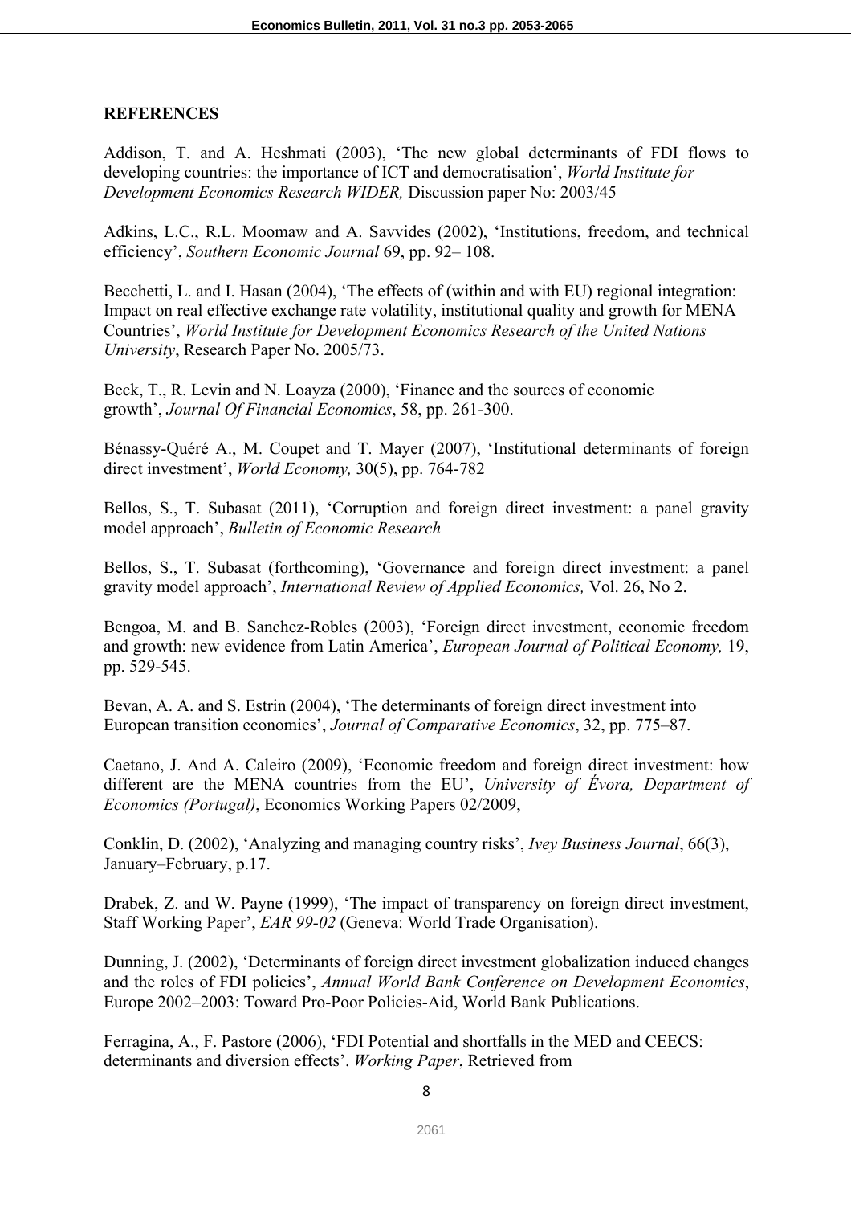## REFERENCES

Addison, T. and A. Heshmati (2003), 'The new global determinants of FDI flows to developing countries: the importance of ICT and democratisation', *World Institute for Development Economics Research WIDER,* Discussion paper No: 2003/45

Adkins, L.C., R.L. Moomaw and A. Savvides (2002), 'Institutions, freedom, and technical efficiency', *Southern Economic Journal* 69, pp. 92– 108.

Becchetti, L. and I. Hasan (2004), 'The effects of (within and with EU) regional integration: Impact on real effective exchange rate volatility, institutional quality and growth for MENA Countries', *World Institute for Development Economics Research of the United Nations University*, Research Paper No. 2005/73.

Beck, T., R. Levin and N. Loayza (2000), 'Finance and the sources of economic growth', *Journal Of Financial Economics*, 58, pp. 261-300.

Bénassy-Quéré A., M. Coupet and T. Mayer (2007), 'Institutional determinants of foreign direct investment', *World Economy,* 30(5), pp. 764-782

Bellos, S., T. Subasat (2011), 'Corruption and foreign direct investment: a panel gravity model approach', *Bulletin of Economic Research*

Bellos, S., T. Subasat (forthcoming), 'Governance and foreign direct investment: a panel gravity model approach', *International Review of Applied Economics,* Vol. 26, No 2.

Bengoa, M. and B. Sanchez-Robles (2003), 'Foreign direct investment, economic freedom and growth: new evidence from Latin America', *European Journal of Political Economy,* 19, pp. 529-545.

Bevan, A. A. and S. Estrin (2004), 'The determinants of foreign direct investment into European transition economies', *Journal of Comparative Economics*, 32, pp. 775–87.

Caetano, J. And A. Caleiro (2009), 'Economic freedom and foreign direct investment: how different are the MENA countries from the EU', *University of Évora, Department of Economics (Portugal)*, Economics Working Papers 02/2009,

Conklin, D. (2002), 'Analyzing and managing country risks', *Ivey Business Journal*, 66(3), January–February, p.17.

Drabek, Z. and W. Payne (1999), 'The impact of transparency on foreign direct investment, Staff Working Paper', *EAR 99-02* (Geneva: World Trade Organisation).

Dunning, J. (2002), 'Determinants of foreign direct investment globalization induced changes and the roles of FDI policies', *Annual World Bank Conference on Development Economics*, Europe 2002–2003: Toward Pro-Poor Policies-Aid, World Bank Publications.

Ferragina, A., F. Pastore (2006), 'FDI Potential and shortfalls in the MED and CEECS: determinants and diversion effects'. *Working Paper*, Retrieved from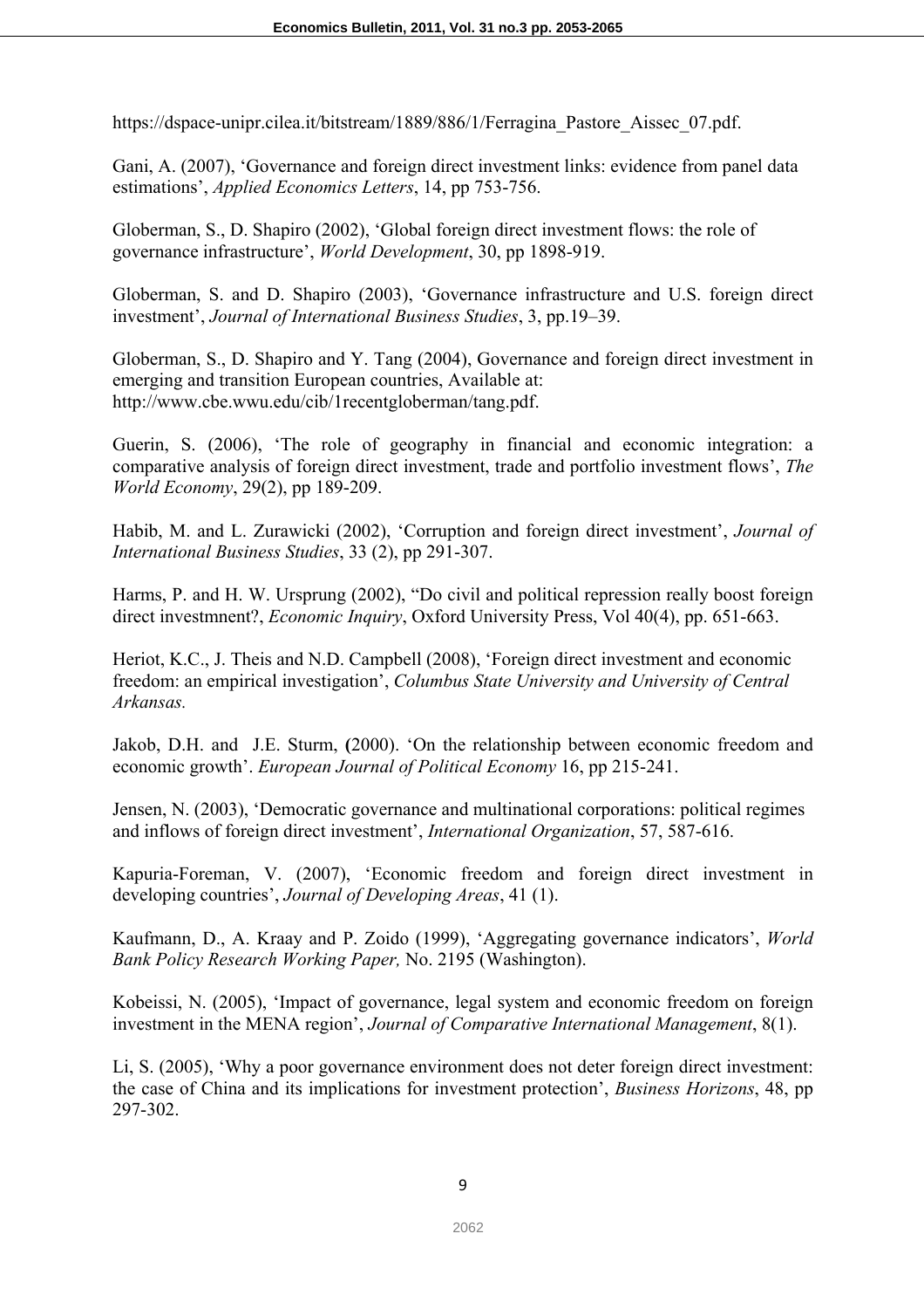https://dspace-unipr.cilea.it/bitstream/1889/886/1/Ferragina_Pastore_Aissec_07.pdf.

Gani, A. (2007), 'Governance and foreign direct investment links: evidence from panel data estimations', *Applied Economics Letters*, 14, pp 753-756.

Globerman, S., D. Shapiro (2002), 'Global foreign direct investment flows: the role of governance infrastructure', *World Development*, 30, pp 1898-919.

Globerman, S. and D. Shapiro (2003), 'Governance infrastructure and U.S. foreign direct investment', *Journal of International Business Studies*, 3, pp.19–39.

Globerman, S., D. Shapiro and Y. Tang (2004), Governance and foreign direct investment in emerging and transition European countries, Available at: http://www.cbe.wwu.edu/cib/1recentgloberman/tang.pdf.

Guerin, S. (2006), 'The role of geography in financial and economic integration: a comparative analysis of foreign direct investment, trade and portfolio investment flows', *The World Economy*, 29(2), pp 189-209.

Habib, M. and L. Zurawicki (2002), 'Corruption and foreign direct investment', *Journal of International Business Studies*, 33 (2), pp 291-307.

Harms, P. and H. W. Ursprung (2002), "Do civil and political repression really boost foreign direct investmnent?, *Economic Inquiry*, Oxford University Press, Vol 40(4), pp. 651-663.

Heriot, K.C., J. Theis and N.D. Campbell (2008), 'Foreign direct investment and economic freedom: an empirical investigation', *Columbus State University and University of Central Arkansas.*

Jakob, D.H. and J.E. Sturm, **(**2000). 'On the relationship between economic freedom and economic growth'. *European Journal of Political Economy* 16, pp 215-241.

Jensen, N. (2003), 'Democratic governance and multinational corporations: political regimes and inflows of foreign direct investment', *International Organization*, 57, 587-616.

Kapuria-Foreman, V. (2007), 'Economic freedom and foreign direct investment in developing countries', *Journal of Developing Areas*, 41 (1).

Kaufmann, D., A. Kraay and P. Zoido (1999), 'Aggregating governance indicators', *World Bank Policy Research Working Paper,* No. 2195 (Washington).

Kobeissi, N. (2005), 'Impact of governance, legal system and economic freedom on foreign investment in the MENA region', *Journal of Comparative International Management*, 8(1).

Li, S. (2005), 'Why a poor governance environment does not deter foreign direct investment: the case of China and its implications for investment protection', *Business Horizons*, 48, pp 297-302.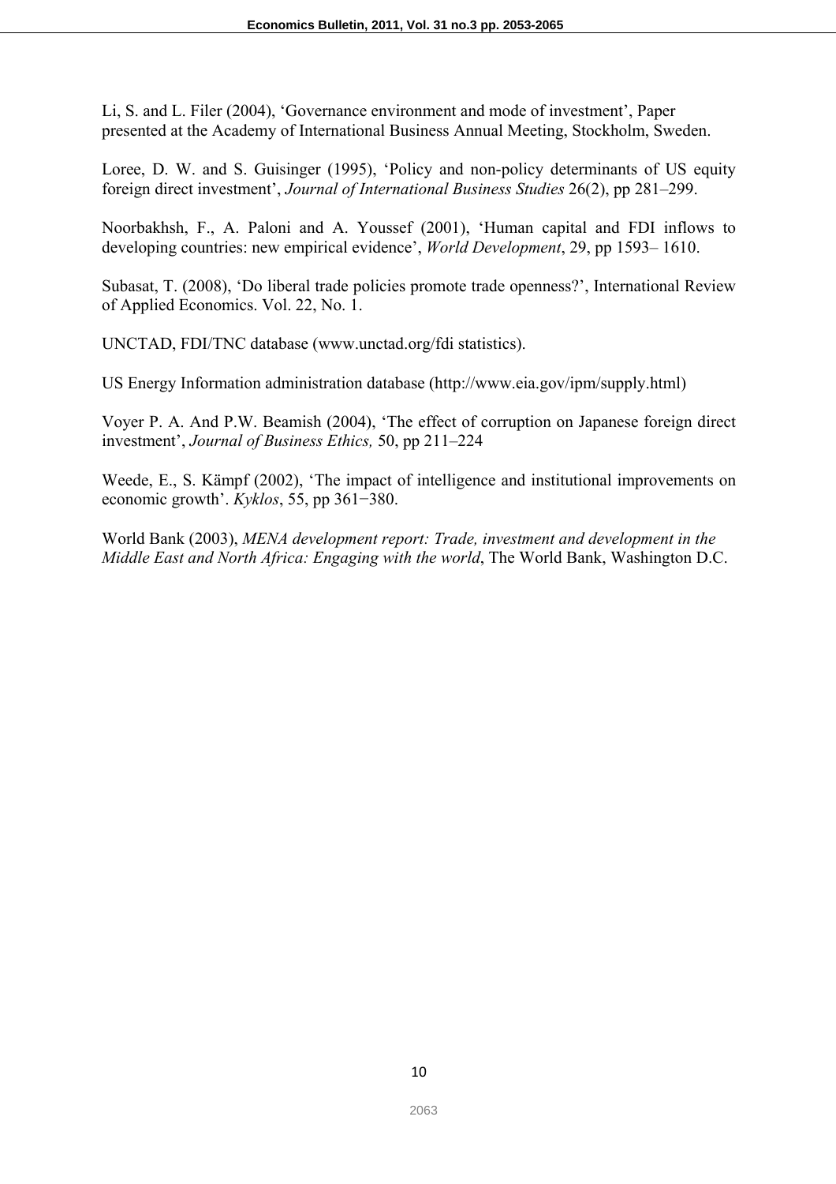Li, S. and L. Filer (2004), 'Governance environment and mode of investment', Paper presented at the Academy of International Business Annual Meeting, Stockholm, Sweden.

Loree, D. W. and S. Guisinger (1995), 'Policy and non-policy determinants of US equity foreign direct investment', *Journal of International Business Studies* 26(2), pp 281–299.

Noorbakhsh, F., A. Paloni and A. Youssef (2001), 'Human capital and FDI inflows to developing countries: new empirical evidence', *World Development*, 29, pp 1593– 1610.

Subasat, T. (2008), 'Do liberal trade policies promote trade openness?', International Review of Applied Economics. Vol. 22, No. 1.

UNCTAD, FDI/TNC database (www.unctad.org/fdi statistics).

US Energy Information administration database (http://www.eia.gov/ipm/supply.html)

Voyer P. A. And P.W. Beamish (2004), 'The effect of corruption on Japanese foreign direct investment', *Journal of Business Ethics,* 50, pp 211–224

Weede, E., S. Kämpf (2002), 'The impact of intelligence and institutional improvements on economic growth'. *Kyklos*, 55, pp 361−380.

World Bank (2003), *MENA development report: Trade, investment and development in the Middle East and North Africa: Engaging with the world*, The World Bank, Washington D.C.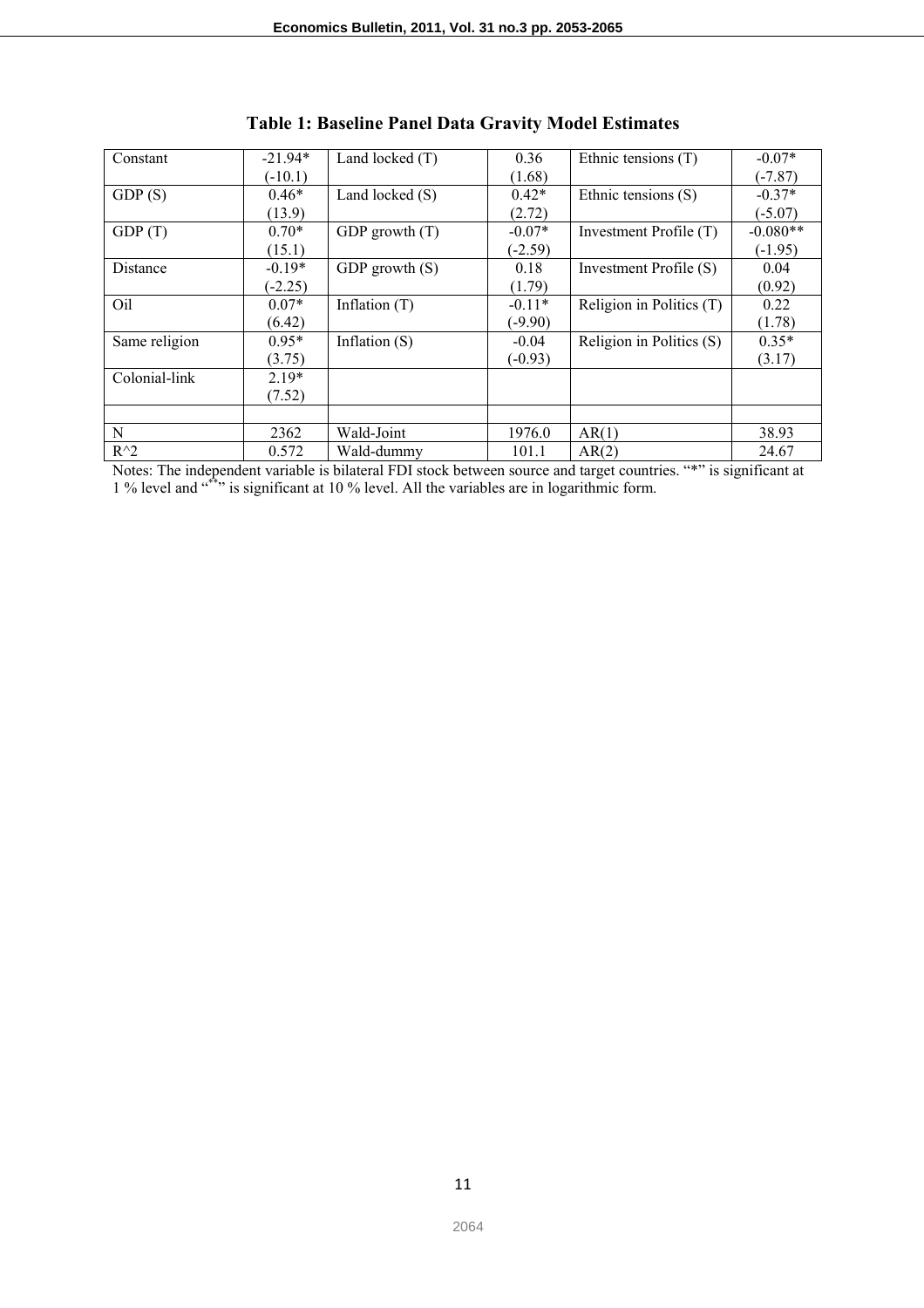**Table 1: Baseline Panel Data Gravity Model Estimates**

| Constant | -21.94* (-10.1) | Land locked (T) | 0.36 (1.68) | Ethnic tensions (T) | -0.07* (-7.87) |
|---|---|---|---|---|---|
| GDP (S) | 0.46* (13.9) | Land locked (S) | 0.42* (2.72) | Ethnic tensions (S) | -0.37* (-5.07) |
| GDP (T) | 0.70* (15.1) | GDP growth (T) | -0.07* (-2.59) | Investment Profile (T) | -0.080** (-1.95) |
| Distance | -0.19* (-2.25) | GDP growth (S) | 0.18 (1.79) | Investment Profile (S) | 0.04 (0.92) |
| Oil | 0.07* (6.42) | Inflation (T) | -0.11* (-9.90) | Religion in Politics (T) | 0.22 (1.78) |
| Same religion | 0.95* (3.75) | Inflation (S) | -0.04 (-0.93) | Religion in Politics (S) | 0.35* (3.17) |
| Colonial-link | 2.19* (7.52) | | | | |
| | | | | | |
| N | 2362 | Wald-Joint | 1976.0 | AR(1) | 38.93 |
| R^2 | 0.572 | Wald-dummy | 101.1 | AR(2) | 24.67 |

Notes: The independent variable is bilateral FDI stock between source and target countries. "*" is significant at 1 % level and "**" is significant at 10 % level. All the variables are in logarithmic form.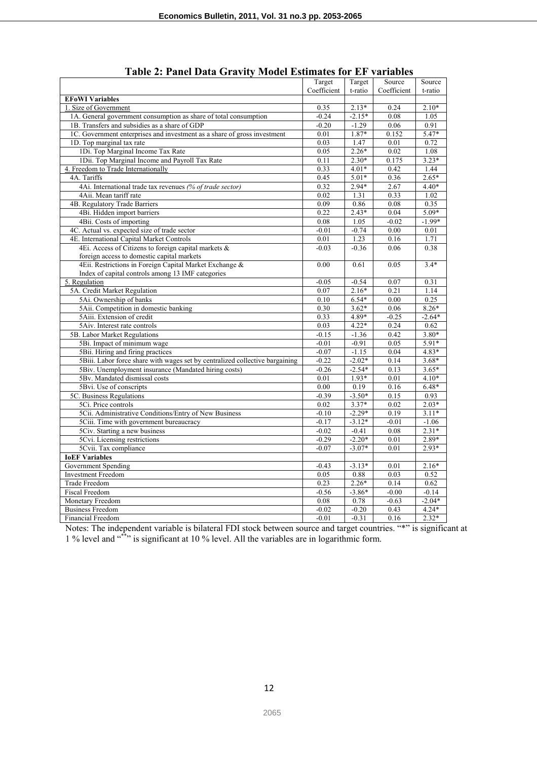**Table 2: Panel Data Gravity Model Estimates for EF variables**

| | Target Coefficient | Target t-ratio | Source Coefficient | Source t-ratio |
|---|---|---|---|---|
| **EFoWI Variables** | | | | |
| 1. Size of Government | 0.35 | 2.13* | 0.24 | 2.10* |
| 1A. General government consumption as share of total consumption | -0.24 | -2.15* | 0.08 | 1.05 |
| 1B. Transfers and subsidies as a share of GDP | -0.20 | -1.29 | 0.06 | 0.91 |
| 1C. Government enterprises and investment as a share of gross investment | 0.01 | 1.87* | 0.152 | 5.47* |
| 1D. Top marginal tax rate | 0.03 | 1.47 | 0.01 | 0.72 |
| 1Di. Top Marginal Income Tax Rate | 0.05 | 2.26* | 0.02 | 1.08 |
| 1Dii. Top Marginal Income and Payroll Tax Rate | 0.11 | 2.30* | 0.175 | 3.23* |
| 4. Freedom to Trade Internationally | 0.33 | 4.01* | 0.42 | 1.44 |
| 4A. Tariffs | 0.45 | 5.01* | 0.36 | 2.65* |
| 4Ai. International trade tax revenues *(% of trade sector)* | 0.32 | 2.94* | 2.67 | 4.40* |
| 4Aii. Mean tariff rate | 0.02 | 1.31 | 0.33 | 1.02 |
| 4B. Regulatory Trade Barriers | 0.09 | 0.86 | 0.08 | 0.35 |
| 4Bi. Hidden import barriers | 0.22 | 2.43* | 0.04 | 5.09* |
| 4Bii. Costs of importing | 0.08 | 1.05 | -0.02 | -1.99* |
| 4C. Actual vs. expected size of trade sector | -0.01 | -0.74 | 0.00 | 0.01 |
| 4E. International Capital Market Controls | 0.01 | 1.23 | 0.16 | 1.71 |
| 4Ei. Access of Citizens to foreign capital markets & foreign access to domestic capital markets | -0.03 | -0.36 | 0.06 | 0.38 |
| 4Eii. Restrictions in Foreign Capital Market Exchange & Index of capital controls among 13 IMF categories | 0.00 | 0.61 | 0.05 | 3.4* |
| 5. Regulation | -0.05 | -0.54 | 0.07 | 0.31 |
| 5A. Credit Market Regulation | 0.07 | 2.16* | 0.21 | 1.14 |
| 5Ai. Ownership of banks | 0.10 | 6.54* | 0.00 | 0.25 |
| 5Aii. Competition in domestic banking | 0.30 | 3.62* | 0.06 | 8.26* |
| 5Aiii. Extension of credit | 0.33 | 4.89* | -0.25 | -2.64* |
| 5Aiv. Interest rate controls | 0.03 | 4.22* | 0.24 | 0.62 |
| 5B. Labor Market Regulations | -0.15 | -1.36 | 0.42 | 3.80* |
| 5Bi. Impact of minimum wage | -0.01 | -0.91 | 0.05 | 5.91* |
| 5Bii. Hiring and firing practices | -0.07 | -1.15 | 0.04 | 4.83* |
| 5Biii. Labor force share with wages set by centralized collective bargaining | -0.22 | -2.02* | 0.14 | 3.68* |
| 5Biv. Unemployment insurance (Mandated hiring costs) | -0.26 | -2.54* | 0.13 | 3.65* |
| 5Bv. Mandated dismissal costs | 0.01 | 1.93* | 0.01 | 4.10* |
| 5Bvi. Use of conscripts | 0.00 | 0.19 | 0.16 | 6.48* |
| 5C. Business Regulations | -0.39 | -3.50* | 0.15 | 0.93 |
| 5Ci. Price controls | 0.02 | 3.37* | 0.02 | 2.03* |
| 5Cii. Administrative Conditions/Entry of New Business | -0.10 | -2.29* | 0.19 | 3.11* |
| 5Ciii. Time with government bureaucracy | -0.17 | -3.12* | -0.01 | -1.06 |
| 5Civ. Starting a new business | -0.02 | -0.41 | 0.08 | 2.31* |
| 5Cvi. Licensing restrictions | -0.29 | -2.20* | 0.01 | 2.89* |
| 5Cvii. Tax compliance | -0.07 | -3.07* | 0.01 | 2.93* |
| **IoEF Variables** | | | | |
| Government Spending | -0.43 | -3.13* | 0.01 | 2.16* |
| Investment Freedom | 0.05 | 0.88 | 0.03 | 0.52 |
| Trade Freedom | 0.23 | 2.26* | 0.14 | 0.62 |
| Fiscal Freedom | -0.56 | -3.86* | -0.00 | -0.14 |
| Monetary Freedom | 0.08 | 0.78 | -0.63 | -2.04* |
| Business Freedom | -0.02 | -0.20 | 0.43 | 4.24* |
| Financial Freedom | -0.01 | -0.31 | 0.16 | 2.32* |

Notes: The independent variable is bilateral FDI stock between source and target countries. "*" is significant at 1 % level and "**" is significant at 10 % level. All the variables are in logarithmic form.